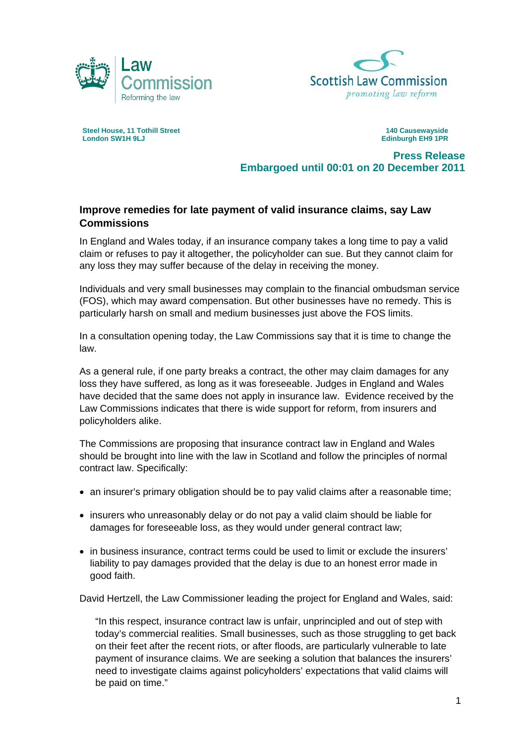Law Commission
Reforming the law

Scottish Law Commission
*promoting law reform*

**Steel House, 11 Tothill Street**
**London SW1H 9LJ**

**140 Causewayside**
**Edinburgh EH9 1PR**

**Press Release**
**Embargoed until 00:01 on 20 December 2011**

## Improve remedies for late payment of valid insurance claims, say Law Commissions

In England and Wales today, if an insurance company takes a long time to pay a valid claim or refuses to pay it altogether, the policyholder can sue. But they cannot claim for any loss they may suffer because of the delay in receiving the money.

Individuals and very small businesses may complain to the financial ombudsman service (FOS), which may award compensation. But other businesses have no remedy. This is particularly harsh on small and medium businesses just above the FOS limits.

In a consultation opening today, the Law Commissions say that it is time to change the law.

As a general rule, if one party breaks a contract, the other may claim damages for any loss they have suffered, as long as it was foreseeable. Judges in England and Wales have decided that the same does not apply in insurance law. Evidence received by the Law Commissions indicates that there is wide support for reform, from insurers and policyholders alike.

The Commissions are proposing that insurance contract law in England and Wales should be brought into line with the law in Scotland and follow the principles of normal contract law. Specifically:

- an insurer's primary obligation should be to pay valid claims after a reasonable time;
- insurers who unreasonably delay or do not pay a valid claim should be liable for damages for foreseeable loss, as they would under general contract law;
- in business insurance, contract terms could be used to limit or exclude the insurers' liability to pay damages provided that the delay is due to an honest error made in good faith.

David Hertzell, the Law Commissioner leading the project for England and Wales, said:

> "In this respect, insurance contract law is unfair, unprincipled and out of step with today's commercial realities. Small businesses, such as those struggling to get back on their feet after the recent riots, or after floods, are particularly vulnerable to late payment of insurance claims. We are seeking a solution that balances the insurers' need to investigate claims against policyholders' expectations that valid claims will be paid on time."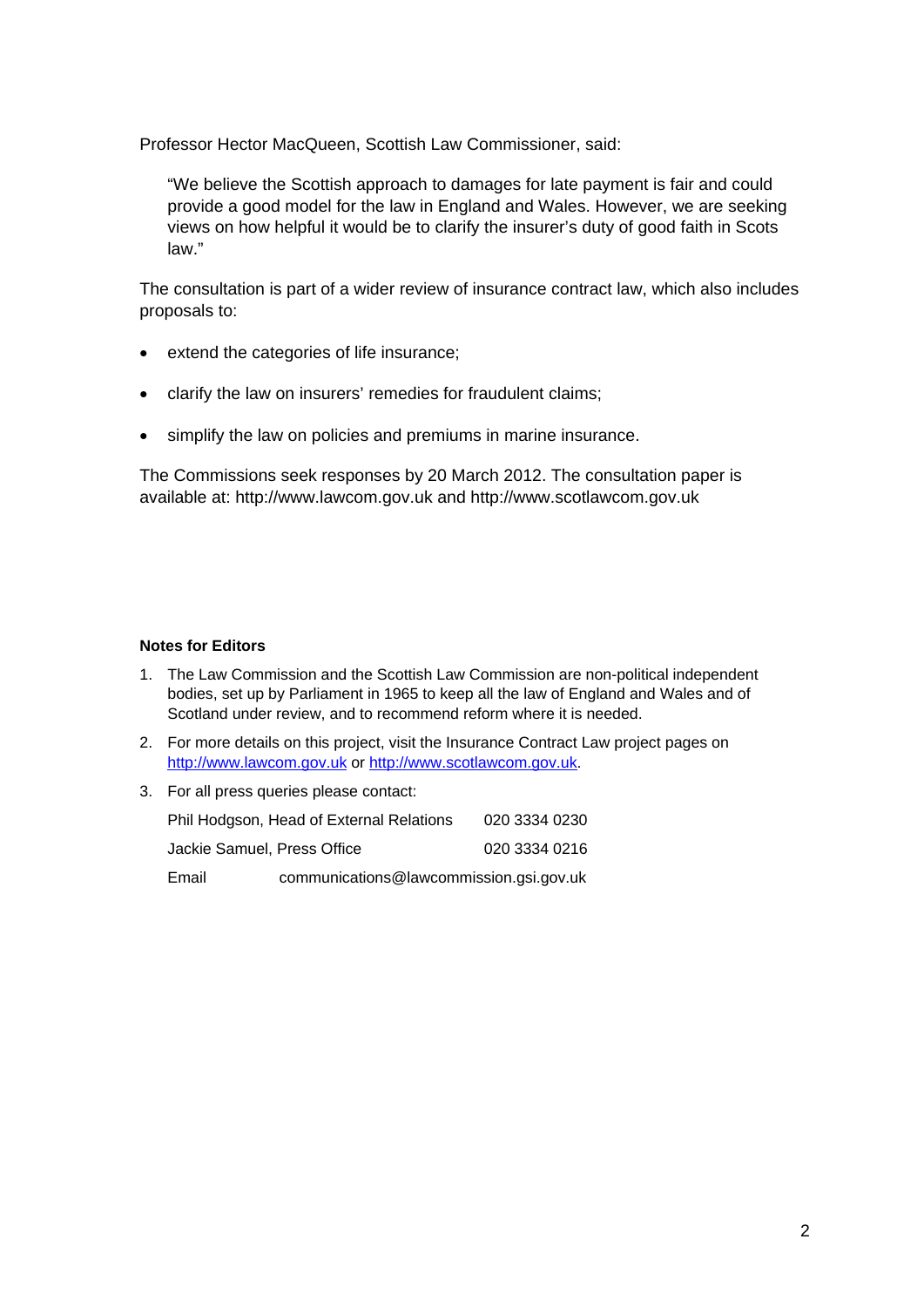Professor Hector MacQueen, Scottish Law Commissioner, said:

> "We believe the Scottish approach to damages for late payment is fair and could provide a good model for the law in England and Wales. However, we are seeking views on how helpful it would be to clarify the insurer's duty of good faith in Scots law."

The consultation is part of a wider review of insurance contract law, which also includes proposals to:

- extend the categories of life insurance;
- clarify the law on insurers' remedies for fraudulent claims;
- simplify the law on policies and premiums in marine insurance.

The Commissions seek responses by 20 March 2012. The consultation paper is available at: http://www.lawcom.gov.uk and http://www.scotlawcom.gov.uk

**Notes for Editors**

1. The Law Commission and the Scottish Law Commission are non-political independent bodies, set up by Parliament in 1965 to keep all the law of England and Wales and of Scotland under review, and to recommend reform where it is needed.
2. For more details on this project, visit the Insurance Contract Law project pages on http://www.lawcom.gov.uk or http://www.scotlawcom.gov.uk.
3. For all press queries please contact:

| | |
|---|---|
| Phil Hodgson, Head of External Relations | 020 3334 0230 |
| Jackie Samuel, Press Office | 020 3334 0216 |
| Email | communications@lawcommission.gsi.gov.uk |